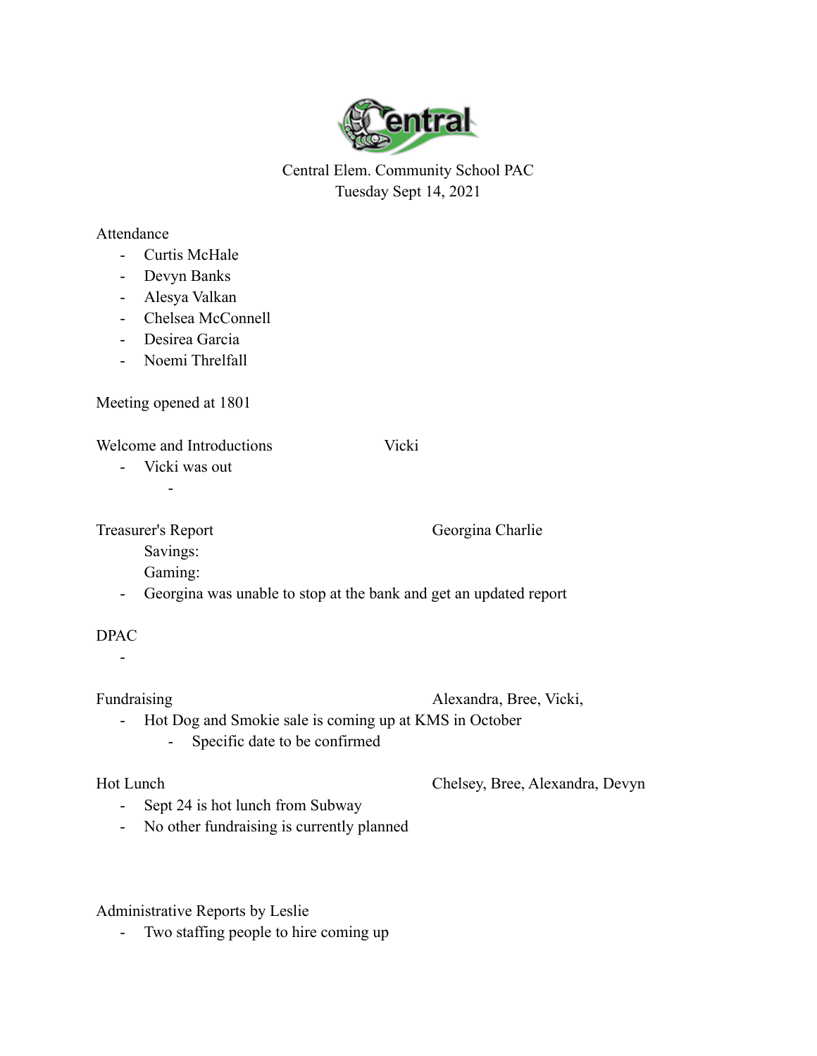Central Elem. Community School PAC
Tuesday Sept 14, 2021

Attendance

- Curtis McHale
- Devyn Banks
- Alesya Valkan
- Chelsea McConnell
- Desirea Garcia
- Noemi Threlfall

Meeting opened at 1801

Welcome and Introductions — Vicki

- Vicki was out
    -

Treasurer's Report — Georgina Charlie

Savings:

Gaming:

- Georgina was unable to stop at the bank and get an updated report

DPAC

-

Fundraising — Alexandra, Bree, Vicki,

- Hot Dog and Smokie sale is coming up at KMS in October
    - Specific date to be confirmed

Hot Lunch — Chelsey, Bree, Alexandra, Devyn

- Sept 24 is hot lunch from Subway
- No other fundraising is currently planned

Administrative Reports by Leslie

- Two staffing people to hire coming up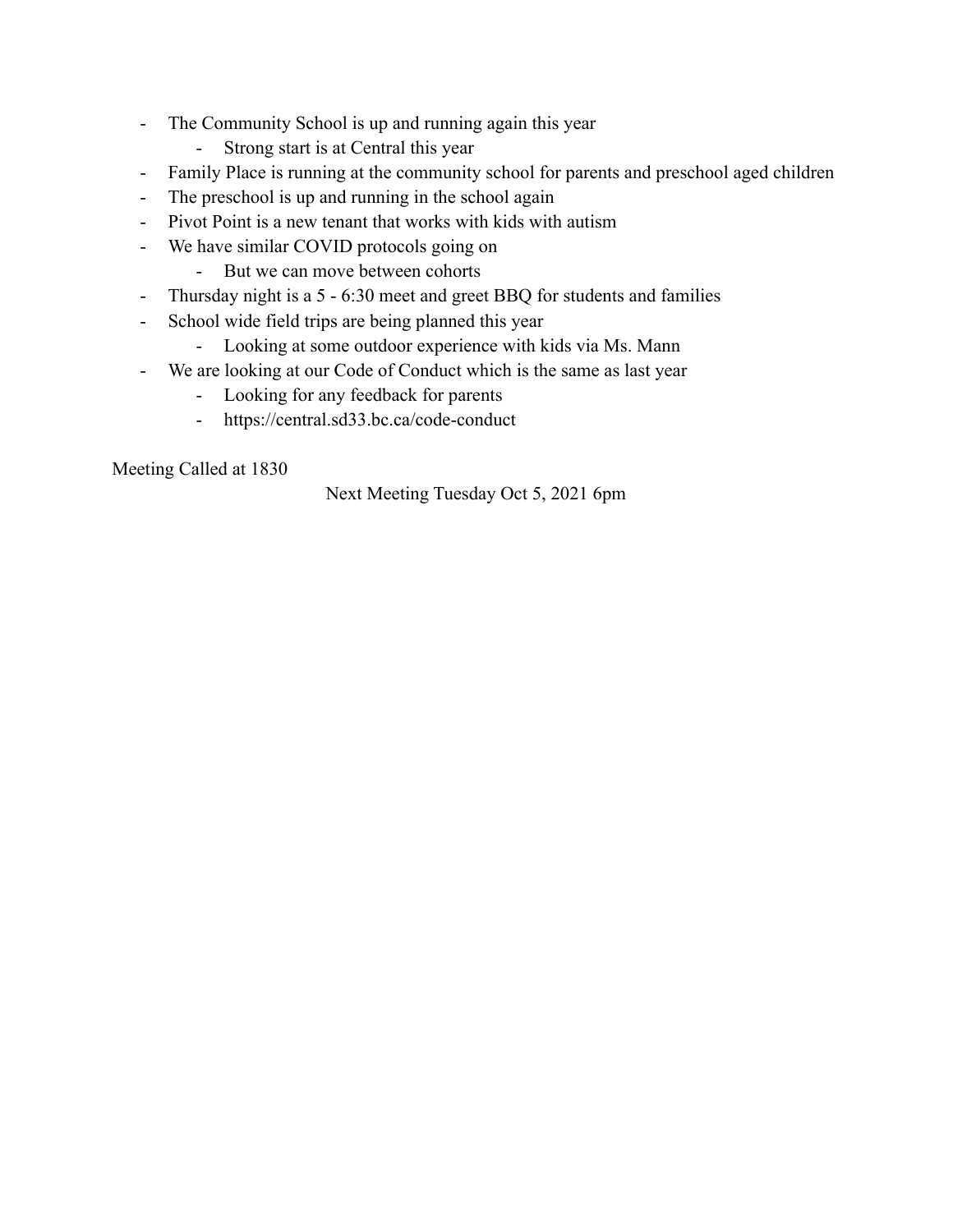- The Community School is up and running again this year
  - Strong start is at Central this year
- Family Place is running at the community school for parents and preschool aged children
- The preschool is up and running in the school again
- Pivot Point is a new tenant that works with kids with autism
- We have similar COVID protocols going on
  - But we can move between cohorts
- Thursday night is a 5 - 6:30 meet and greet BBQ for students and families
- School wide field trips are being planned this year
  - Looking at some outdoor experience with kids via Ms. Mann
- We are looking at our Code of Conduct which is the same as last year
  - Looking for any feedback for parents
  - https://central.sd33.bc.ca/code-conduct

Meeting Called at 1830

Next Meeting Tuesday Oct 5, 2021 6pm